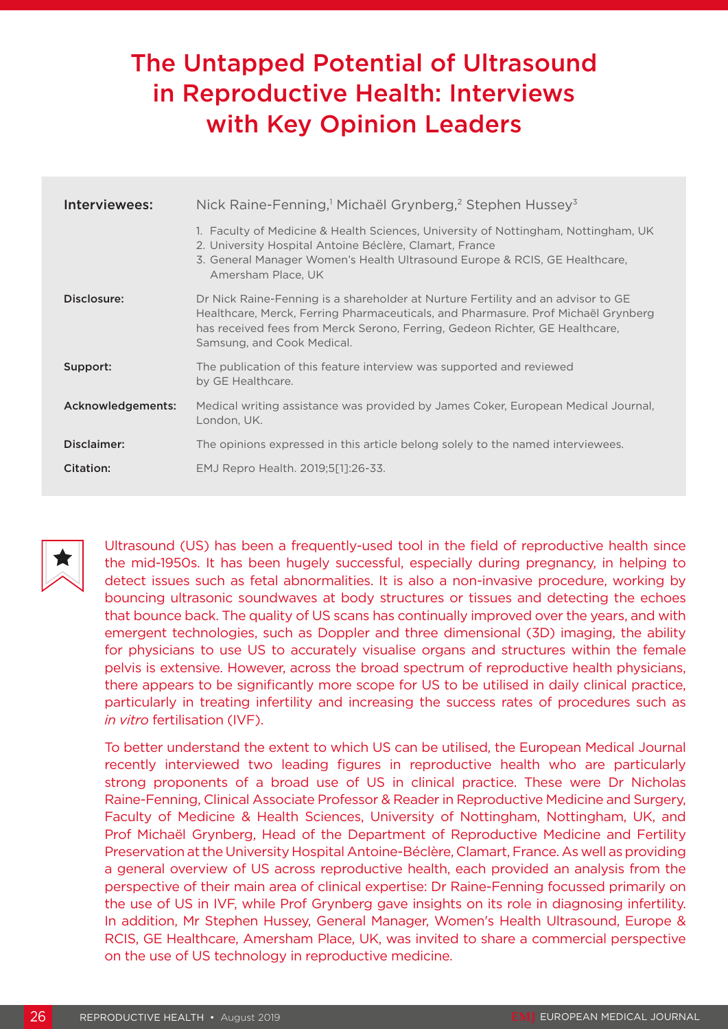# The Untapped Potential of Ultrasound in Reproductive Health: Interviews with Key Opinion Leaders

| | |
|---|---|
| **Interviewees:** | Nick Raine-Fenning,[1] Michaël Grynberg,[2] Stephen Hussey[3] |
| | 1. Faculty of Medicine & Health Sciences, University of Nottingham, Nottingham, UK<br>2. University Hospital Antoine Béclère, Clamart, France<br>3. General Manager Women's Health Ultrasound Europe & RCIS, GE Healthcare, Amersham Place, UK |
| **Disclosure:** | Dr Nick Raine-Fenning is a shareholder at Nurture Fertility and an advisor to GE Healthcare, Merck, Ferring Pharmaceuticals, and Pharmasure. Prof Michaël Grynberg has received fees from Merck Serono, Ferring, Gedeon Richter, GE Healthcare, Samsung, and Cook Medical. |
| **Support:** | The publication of this feature interview was supported and reviewed by GE Healthcare. |
| **Acknowledgements:** | Medical writing assistance was provided by James Coker, European Medical Journal, London, UK. |
| **Disclaimer:** | The opinions expressed in this article belong solely to the named interviewees. |
| **Citation:** | EMJ Repro Health. 2019;5[1]:26-33. |

Ultrasound (US) has been a frequently-used tool in the field of reproductive health since the mid-1950s. It has been hugely successful, especially during pregnancy, in helping to detect issues such as fetal abnormalities. It is also a non-invasive procedure, working by bouncing ultrasonic soundwaves at body structures or tissues and detecting the echoes that bounce back. The quality of US scans has continually improved over the years, and with emergent technologies, such as Doppler and three dimensional (3D) imaging, the ability for physicians to use US to accurately visualise organs and structures within the female pelvis is extensive. However, across the broad spectrum of reproductive health physicians, there appears to be significantly more scope for US to be utilised in daily clinical practice, particularly in treating infertility and increasing the success rates of procedures such as *in vitro* fertilisation (IVF).

To better understand the extent to which US can be utilised, the European Medical Journal recently interviewed two leading figures in reproductive health who are particularly strong proponents of a broad use of US in clinical practice. These were Dr Nicholas Raine-Fenning, Clinical Associate Professor & Reader in Reproductive Medicine and Surgery, Faculty of Medicine & Health Sciences, University of Nottingham, Nottingham, UK, and Prof Michaël Grynberg, Head of the Department of Reproductive Medicine and Fertility Preservation at the University Hospital Antoine-Béclère, Clamart, France. As well as providing a general overview of US across reproductive health, each provided an analysis from the perspective of their main area of clinical expertise: Dr Raine-Fenning focussed primarily on the use of US in IVF, while Prof Grynberg gave insights on its role in diagnosing infertility. In addition, Mr Stephen Hussey, General Manager, Women's Health Ultrasound, Europe & RCIS, GE Healthcare, Amersham Place, UK, was invited to share a commercial perspective on the use of US technology in reproductive medicine.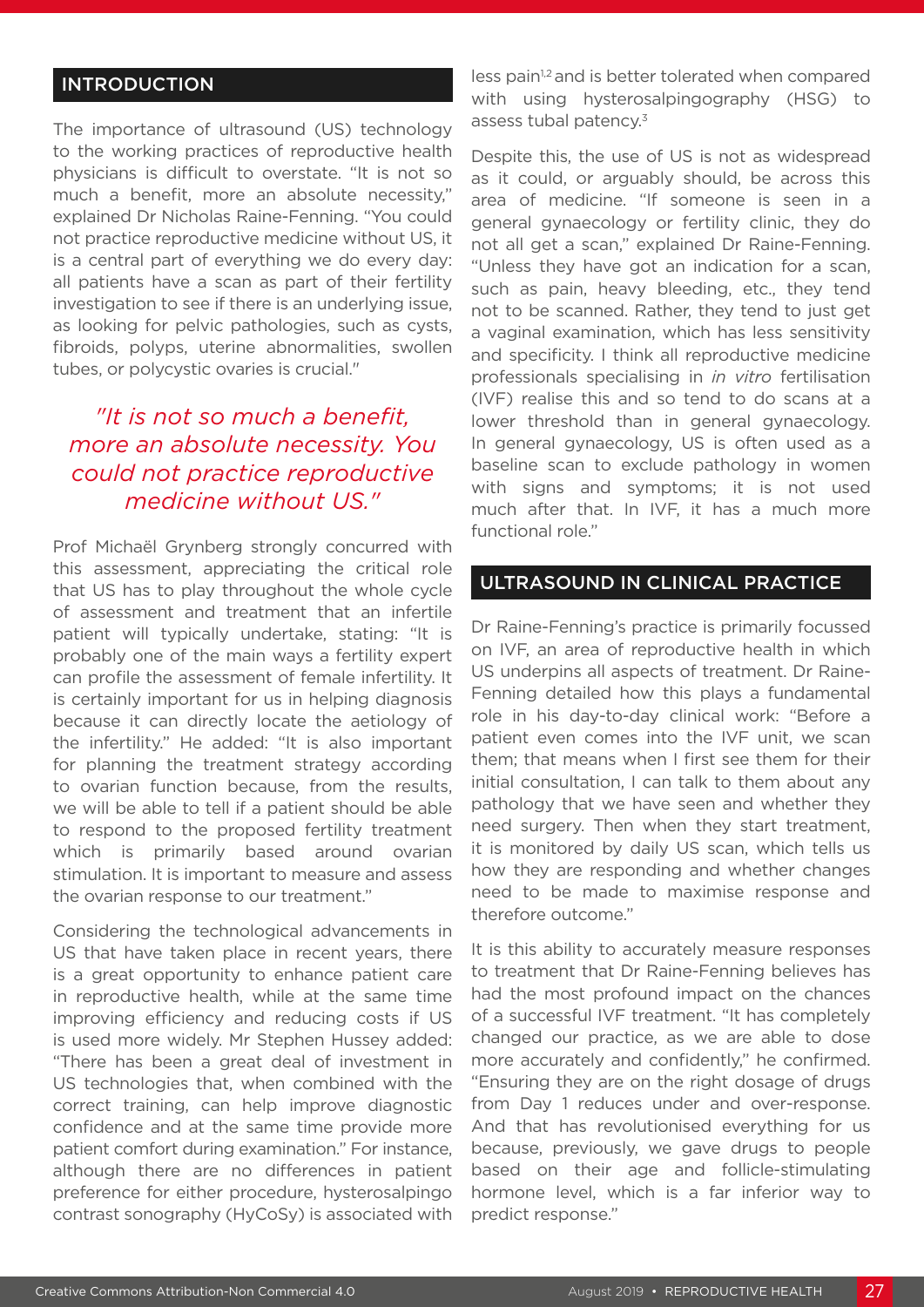## INTRODUCTION

The importance of ultrasound (US) technology to the working practices of reproductive health physicians is difficult to overstate. "It is not so much a benefit, more an absolute necessity," explained Dr Nicholas Raine-Fenning. "You could not practice reproductive medicine without US, it is a central part of everything we do every day: all patients have a scan as part of their fertility investigation to see if there is an underlying issue, as looking for pelvic pathologies, such as cysts, fibroids, polyps, uterine abnormalities, swollen tubes, or polycystic ovaries is crucial."

*"It is not so much a benefit, more an absolute necessity. You could not practice reproductive medicine without US."*

Prof Michaël Grynberg strongly concurred with this assessment, appreciating the critical role that US has to play throughout the whole cycle of assessment and treatment that an infertile patient will typically undertake, stating: "It is probably one of the main ways a fertility expert can profile the assessment of female infertility. It is certainly important for us in helping diagnosis because it can directly locate the aetiology of the infertility." He added: "It is also important for planning the treatment strategy according to ovarian function because, from the results, we will be able to tell if a patient should be able to respond to the proposed fertility treatment which is primarily based around ovarian stimulation. It is important to measure and assess the ovarian response to our treatment."

Considering the technological advancements in US that have taken place in recent years, there is a great opportunity to enhance patient care in reproductive health, while at the same time improving efficiency and reducing costs if US is used more widely. Mr Stephen Hussey added: "There has been a great deal of investment in US technologies that, when combined with the correct training, can help improve diagnostic confidence and at the same time provide more patient comfort during examination." For instance, although there are no differences in patient preference for either procedure, hysterosalpingo contrast sonography (HyCoSy) is associated with less pain[1,2] and is better tolerated when compared with using hysterosalpingography (HSG) to assess tubal patency.[3]

Despite this, the use of US is not as widespread as it could, or arguably should, be across this area of medicine. "If someone is seen in a general gynaecology or fertility clinic, they do not all get a scan," explained Dr Raine-Fenning. "Unless they have got an indication for a scan, such as pain, heavy bleeding, etc., they tend not to be scanned. Rather, they tend to just get a vaginal examination, which has less sensitivity and specificity. I think all reproductive medicine professionals specialising in *in vitro* fertilisation (IVF) realise this and so tend to do scans at a lower threshold than in general gynaecology. In general gynaecology, US is often used as a baseline scan to exclude pathology in women with signs and symptoms; it is not used much after that. In IVF, it has a much more functional role."

## ULTRASOUND IN CLINICAL PRACTICE

Dr Raine-Fenning's practice is primarily focussed on IVF, an area of reproductive health in which US underpins all aspects of treatment. Dr Raine-Fenning detailed how this plays a fundamental role in his day-to-day clinical work: "Before a patient even comes into the IVF unit, we scan them; that means when I first see them for their initial consultation, I can talk to them about any pathology that we have seen and whether they need surgery. Then when they start treatment, it is monitored by daily US scan, which tells us how they are responding and whether changes need to be made to maximise response and therefore outcome."

It is this ability to accurately measure responses to treatment that Dr Raine-Fenning believes has had the most profound impact on the chances of a successful IVF treatment. "It has completely changed our practice, as we are able to dose more accurately and confidently," he confirmed. "Ensuring they are on the right dosage of drugs from Day 1 reduces under and over-response. And that has revolutionised everything for us because, previously, we gave drugs to people based on their age and follicle-stimulating hormone level, which is a far inferior way to predict response."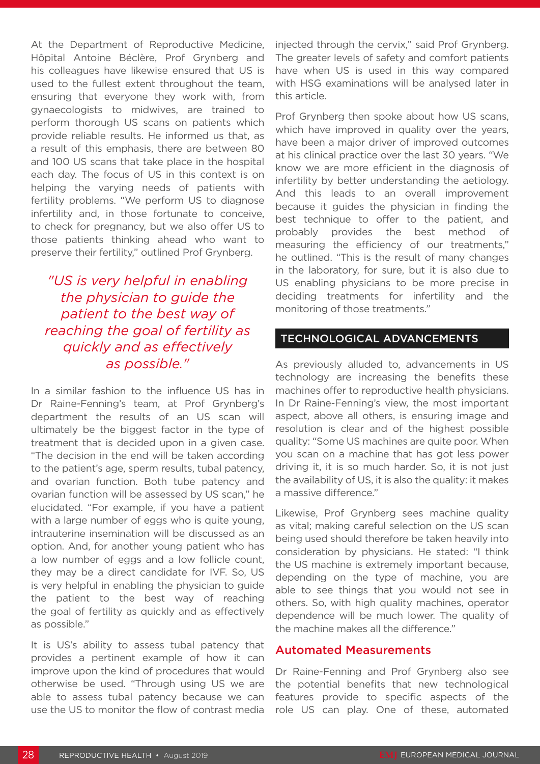At the Department of Reproductive Medicine, Hôpital Antoine Béclère, Prof Grynberg and his colleagues have likewise ensured that US is used to the fullest extent throughout the team, ensuring that everyone they work with, from gynaecologists to midwives, are trained to perform thorough US scans on patients which provide reliable results. He informed us that, as a result of this emphasis, there are between 80 and 100 US scans that take place in the hospital each day. The focus of US in this context is on helping the varying needs of patients with fertility problems. "We perform US to diagnose infertility and, in those fortunate to conceive, to check for pregnancy, but we also offer US to those patients thinking ahead who want to preserve their fertility," outlined Prof Grynberg.

> *"US is very helpful in enabling the physician to guide the patient to the best way of reaching the goal of fertility as quickly and as effectively as possible."*

In a similar fashion to the influence US has in Dr Raine-Fenning's team, at Prof Grynberg's department the results of an US scan will ultimately be the biggest factor in the type of treatment that is decided upon in a given case. "The decision in the end will be taken according to the patient's age, sperm results, tubal patency, and ovarian function. Both tube patency and ovarian function will be assessed by US scan," he elucidated. "For example, if you have a patient with a large number of eggs who is quite young, intrauterine insemination will be discussed as an option. And, for another young patient who has a low number of eggs and a low follicle count, they may be a direct candidate for IVF. So, US is very helpful in enabling the physician to guide the patient to the best way of reaching the goal of fertility as quickly and as effectively as possible."

It is US's ability to assess tubal patency that provides a pertinent example of how it can improve upon the kind of procedures that would otherwise be used. "Through using US we are able to assess tubal patency because we can use the US to monitor the flow of contrast media injected through the cervix," said Prof Grynberg. The greater levels of safety and comfort patients have when US is used in this way compared with HSG examinations will be analysed later in this article.

Prof Grynberg then spoke about how US scans, which have improved in quality over the years, have been a major driver of improved outcomes at his clinical practice over the last 30 years. "We know we are more efficient in the diagnosis of infertility by better understanding the aetiology. And this leads to an overall improvement because it guides the physician in finding the best technique to offer to the patient, and probably provides the best method of measuring the efficiency of our treatments," he outlined. "This is the result of many changes in the laboratory, for sure, but it is also due to US enabling physicians to be more precise in deciding treatments for infertility and the monitoring of those treatments."

## TECHNOLOGICAL ADVANCEMENTS

As previously alluded to, advancements in US technology are increasing the benefits these machines offer to reproductive health physicians. In Dr Raine-Fenning's view, the most important aspect, above all others, is ensuring image and resolution is clear and of the highest possible quality: "Some US machines are quite poor. When you scan on a machine that has got less power driving it, it is so much harder. So, it is not just the availability of US, it is also the quality: it makes a massive difference."

Likewise, Prof Grynberg sees machine quality as vital; making careful selection on the US scan being used should therefore be taken heavily into consideration by physicians. He stated: "I think the US machine is extremely important because, depending on the type of machine, you are able to see things that you would not see in others. So, with high quality machines, operator dependence will be much lower. The quality of the machine makes all the difference."

### Automated Measurements

Dr Raine-Fenning and Prof Grynberg also see the potential benefits that new technological features provide to specific aspects of the role US can play. One of these, automated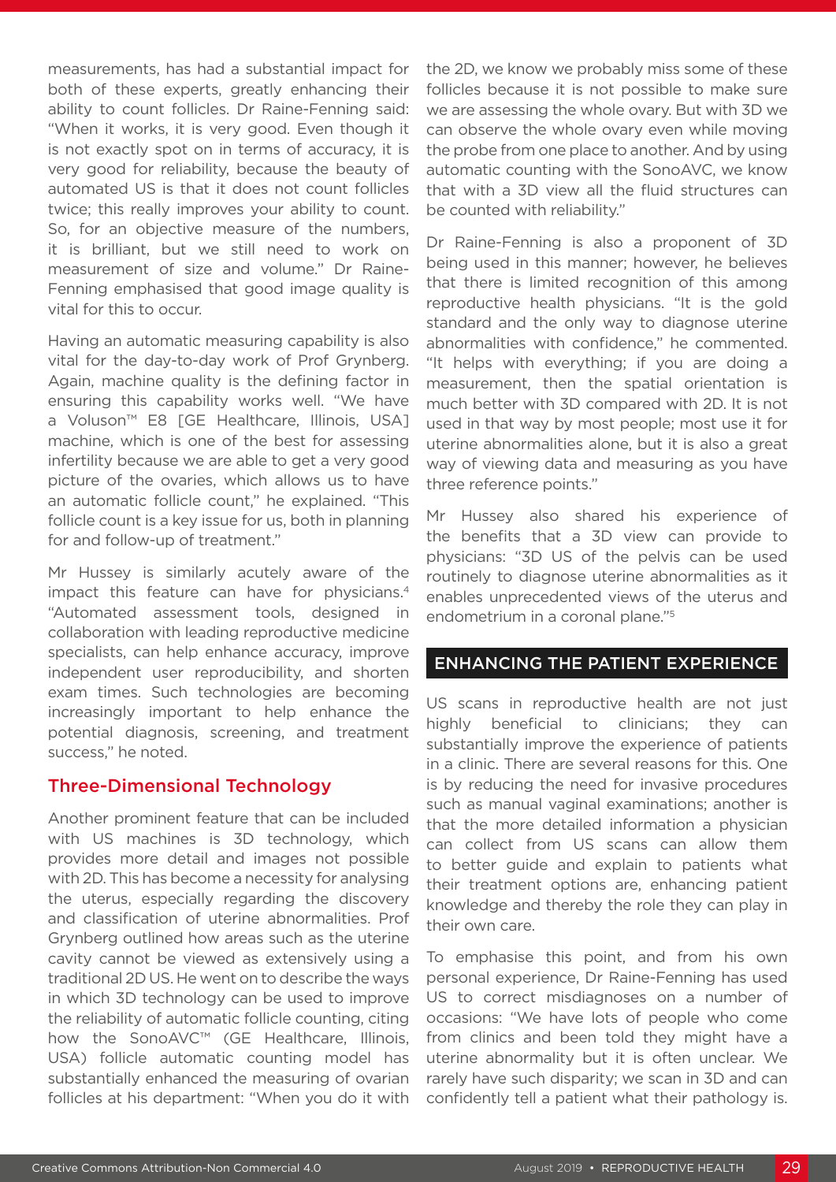measurements, has had a substantial impact for both of these experts, greatly enhancing their ability to count follicles. Dr Raine-Fenning said: "When it works, it is very good. Even though it is not exactly spot on in terms of accuracy, it is very good for reliability, because the beauty of automated US is that it does not count follicles twice; this really improves your ability to count. So, for an objective measure of the numbers, it is brilliant, but we still need to work on measurement of size and volume." Dr Raine-Fenning emphasised that good image quality is vital for this to occur.

Having an automatic measuring capability is also vital for the day-to-day work of Prof Grynberg. Again, machine quality is the defining factor in ensuring this capability works well. "We have a Voluson™ E8 [GE Healthcare, Illinois, USA] machine, which is one of the best for assessing infertility because we are able to get a very good picture of the ovaries, which allows us to have an automatic follicle count," he explained. "This follicle count is a key issue for us, both in planning for and follow-up of treatment."

Mr Hussey is similarly acutely aware of the impact this feature can have for physicians.[4] "Automated assessment tools, designed in collaboration with leading reproductive medicine specialists, can help enhance accuracy, improve independent user reproducibility, and shorten exam times. Such technologies are becoming increasingly important to help enhance the potential diagnosis, screening, and treatment success," he noted.

### Three-Dimensional Technology

Another prominent feature that can be included with US machines is 3D technology, which provides more detail and images not possible with 2D. This has become a necessity for analysing the uterus, especially regarding the discovery and classification of uterine abnormalities. Prof Grynberg outlined how areas such as the uterine cavity cannot be viewed as extensively using a traditional 2D US. He went on to describe the ways in which 3D technology can be used to improve the reliability of automatic follicle counting, citing how the SonoAVC™ (GE Healthcare, Illinois, USA) follicle automatic counting model has substantially enhanced the measuring of ovarian follicles at his department: "When you do it with the 2D, we know we probably miss some of these follicles because it is not possible to make sure we are assessing the whole ovary. But with 3D we can observe the whole ovary even while moving the probe from one place to another. And by using automatic counting with the SonoAVC, we know that with a 3D view all the fluid structures can be counted with reliability."

Dr Raine-Fenning is also a proponent of 3D being used in this manner; however, he believes that there is limited recognition of this among reproductive health physicians. "It is the gold standard and the only way to diagnose uterine abnormalities with confidence," he commented. "It helps with everything; if you are doing a measurement, then the spatial orientation is much better with 3D compared with 2D. It is not used in that way by most people; most use it for uterine abnormalities alone, but it is also a great way of viewing data and measuring as you have three reference points."

Mr Hussey also shared his experience of the benefits that a 3D view can provide to physicians: "3D US of the pelvis can be used routinely to diagnose uterine abnormalities as it enables unprecedented views of the uterus and endometrium in a coronal plane."[5]

## ENHANCING THE PATIENT EXPERIENCE

US scans in reproductive health are not just highly beneficial to clinicians; they can substantially improve the experience of patients in a clinic. There are several reasons for this. One is by reducing the need for invasive procedures such as manual vaginal examinations; another is that the more detailed information a physician can collect from US scans can allow them to better guide and explain to patients what their treatment options are, enhancing patient knowledge and thereby the role they can play in their own care.

To emphasise this point, and from his own personal experience, Dr Raine-Fenning has used US to correct misdiagnoses on a number of occasions: "We have lots of people who come from clinics and been told they might have a uterine abnormality but it is often unclear. We rarely have such disparity; we scan in 3D and can confidently tell a patient what their pathology is.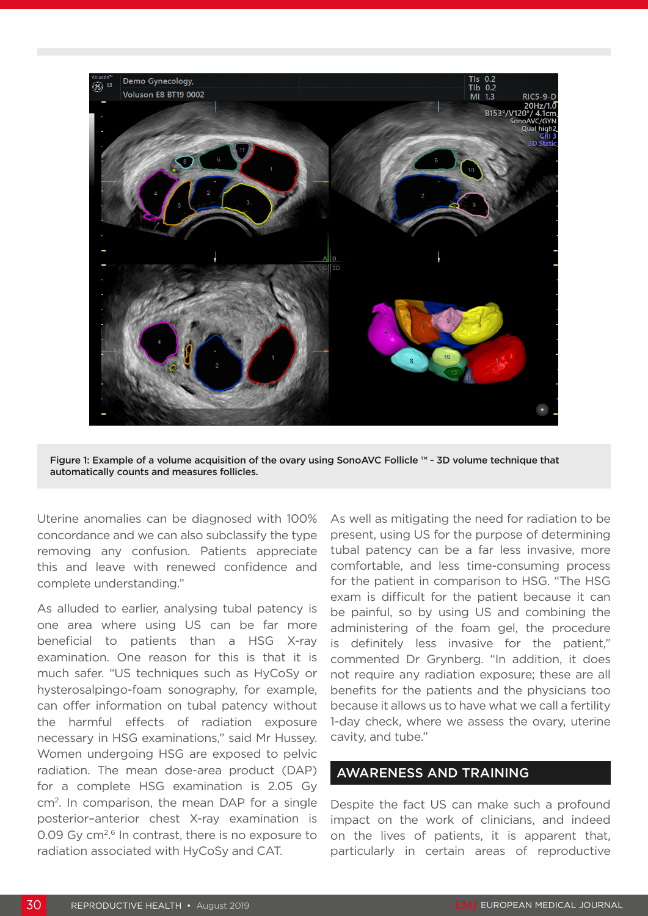Figure 1: Example of a volume acquisition of the ovary using SonoAVC Follicle ™ - 3D volume technique that automatically counts and measures follicles.

Uterine anomalies can be diagnosed with 100% concordance and we can also subclassify the type removing any confusion. Patients appreciate this and leave with renewed confidence and complete understanding."

As alluded to earlier, analysing tubal patency is one area where using US can be far more beneficial to patients than a HSG X-ray examination. One reason for this is that it is much safer. "US techniques such as HyCoSy or hysterosalpingo-foam sonography, for example, can offer information on tubal patency without the harmful effects of radiation exposure necessary in HSG examinations," said Mr Hussey. Women undergoing HSG are exposed to pelvic radiation. The mean dose-area product (DAP) for a complete HSG examination is 2.05 Gy cm$^2$. In comparison, the mean DAP for a single posterior–anterior chest X-ray examination is 0.09 Gy cm$^2$.[6] In contrast, there is no exposure to radiation associated with HyCoSy and CAT.

As well as mitigating the need for radiation to be present, using US for the purpose of determining tubal patency can be a far less invasive, more comfortable, and less time-consuming process for the patient in comparison to HSG. "The HSG exam is difficult for the patient because it can be painful, so by using US and combining the administering of the foam gel, the procedure is definitely less invasive for the patient," commented Dr Grynberg. "In addition, it does not require any radiation exposure; these are all benefits for the patients and the physicians too because it allows us to have what we call a fertility 1-day check, where we assess the ovary, uterine cavity, and tube."

## AWARENESS AND TRAINING

Despite the fact US can make such a profound impact on the work of clinicians, and indeed on the lives of patients, it is apparent that, particularly in certain areas of reproductive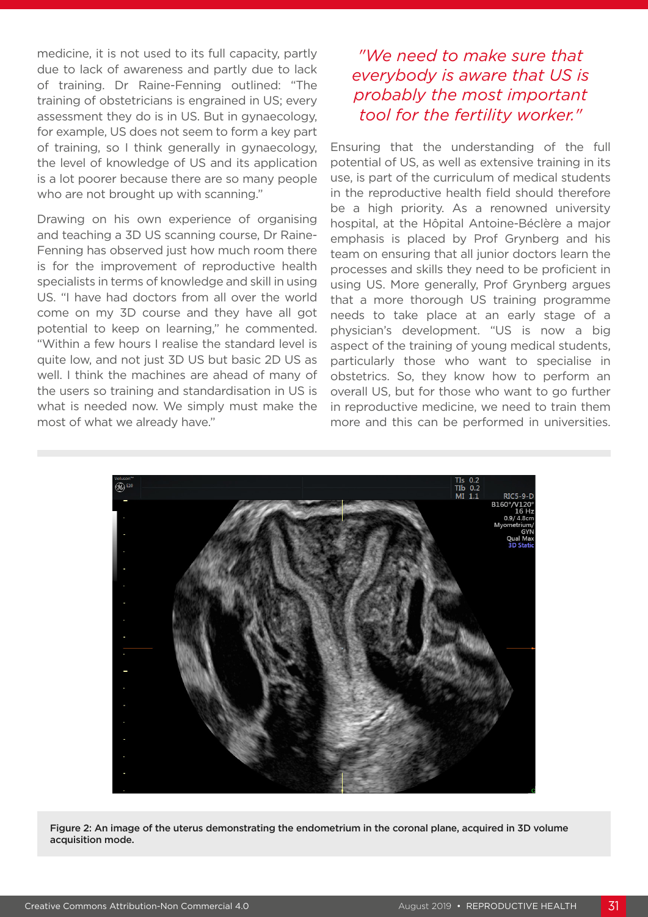medicine, it is not used to its full capacity, partly due to lack of awareness and partly due to lack of training. Dr Raine-Fenning outlined: "The training of obstetricians is engrained in US; every assessment they do is in US. But in gynaecology, for example, US does not seem to form a key part of training, so I think generally in gynaecology, the level of knowledge of US and its application is a lot poorer because there are so many people who are not brought up with scanning."

Drawing on his own experience of organising and teaching a 3D US scanning course, Dr Raine-Fenning has observed just how much room there is for the improvement of reproductive health specialists in terms of knowledge and skill in using US. "I have had doctors from all over the world come on my 3D course and they have all got potential to keep on learning," he commented. "Within a few hours I realise the standard level is quite low, and not just 3D US but basic 2D US as well. I think the machines are ahead of many of the users so training and standardisation in US is what is needed now. We simply must make the most of what we already have."

*"We need to make sure that everybody is aware that US is probably the most important tool for the fertility worker."*

Ensuring that the understanding of the full potential of US, as well as extensive training in its use, is part of the curriculum of medical students in the reproductive health field should therefore be a high priority. As a renowned university hospital, at the Hôpital Antoine-Béclère a major emphasis is placed by Prof Grynberg and his team on ensuring that all junior doctors learn the processes and skills they need to be proficient in using US. More generally, Prof Grynberg argues that a more thorough US training programme needs to take place at an early stage of a physician's development. "US is now a big aspect of the training of young medical students, particularly those who want to specialise in obstetrics. So, they know how to perform an overall US, but for those who want to go further in reproductive medicine, we need to train them more and this can be performed in universities.

**Figure 2: An image of the uterus demonstrating the endometrium in the coronal plane, acquired in 3D volume acquisition mode.**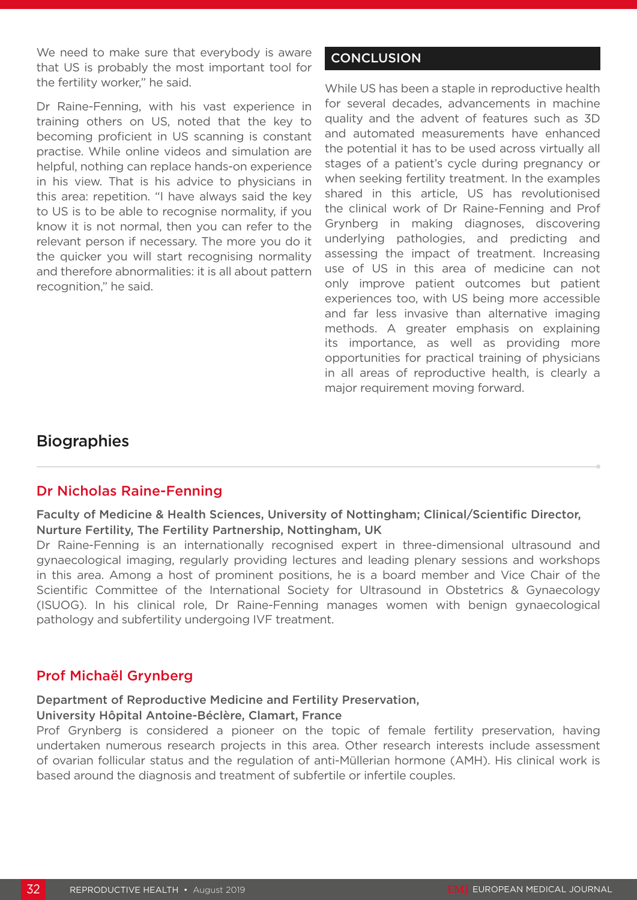We need to make sure that everybody is aware that US is probably the most important tool for the fertility worker," he said.

Dr Raine-Fenning, with his vast experience in training others on US, noted that the key to becoming proficient in US scanning is constant practise. While online videos and simulation are helpful, nothing can replace hands-on experience in his view. That is his advice to physicians in this area: repetition. "I have always said the key to US is to be able to recognise normality, if you know it is not normal, then you can refer to the relevant person if necessary. The more you do it the quicker you will start recognising normality and therefore abnormalities: it is all about pattern recognition," he said.

## CONCLUSION

While US has been a staple in reproductive health for several decades, advancements in machine quality and the advent of features such as 3D and automated measurements have enhanced the potential it has to be used across virtually all stages of a patient's cycle during pregnancy or when seeking fertility treatment. In the examples shared in this article, US has revolutionised the clinical work of Dr Raine-Fenning and Prof Grynberg in making diagnoses, discovering underlying pathologies, and predicting and assessing the impact of treatment. Increasing use of US in this area of medicine can not only improve patient outcomes but patient experiences too, with US being more accessible and far less invasive than alternative imaging methods. A greater emphasis on explaining its importance, as well as providing more opportunities for practical training of physicians in all areas of reproductive health, is clearly a major requirement moving forward.

## Biographies

### Dr Nicholas Raine-Fenning

**Faculty of Medicine & Health Sciences, University of Nottingham; Clinical/Scientific Director, Nurture Fertility, The Fertility Partnership, Nottingham, UK**

Dr Raine-Fenning is an internationally recognised expert in three-dimensional ultrasound and gynaecological imaging, regularly providing lectures and leading plenary sessions and workshops in this area. Among a host of prominent positions, he is a board member and Vice Chair of the Scientific Committee of the International Society for Ultrasound in Obstetrics & Gynaecology (ISUOG). In his clinical role, Dr Raine-Fenning manages women with benign gynaecological pathology and subfertility undergoing IVF treatment.

### Prof Michaël Grynberg

**Department of Reproductive Medicine and Fertility Preservation, University Hôpital Antoine-Béclère, Clamart, France**

Prof Grynberg is considered a pioneer on the topic of female fertility preservation, having undertaken numerous research projects in this area. Other research interests include assessment of ovarian follicular status and the regulation of anti-Müllerian hormone (AMH). His clinical work is based around the diagnosis and treatment of subfertile or infertile couples.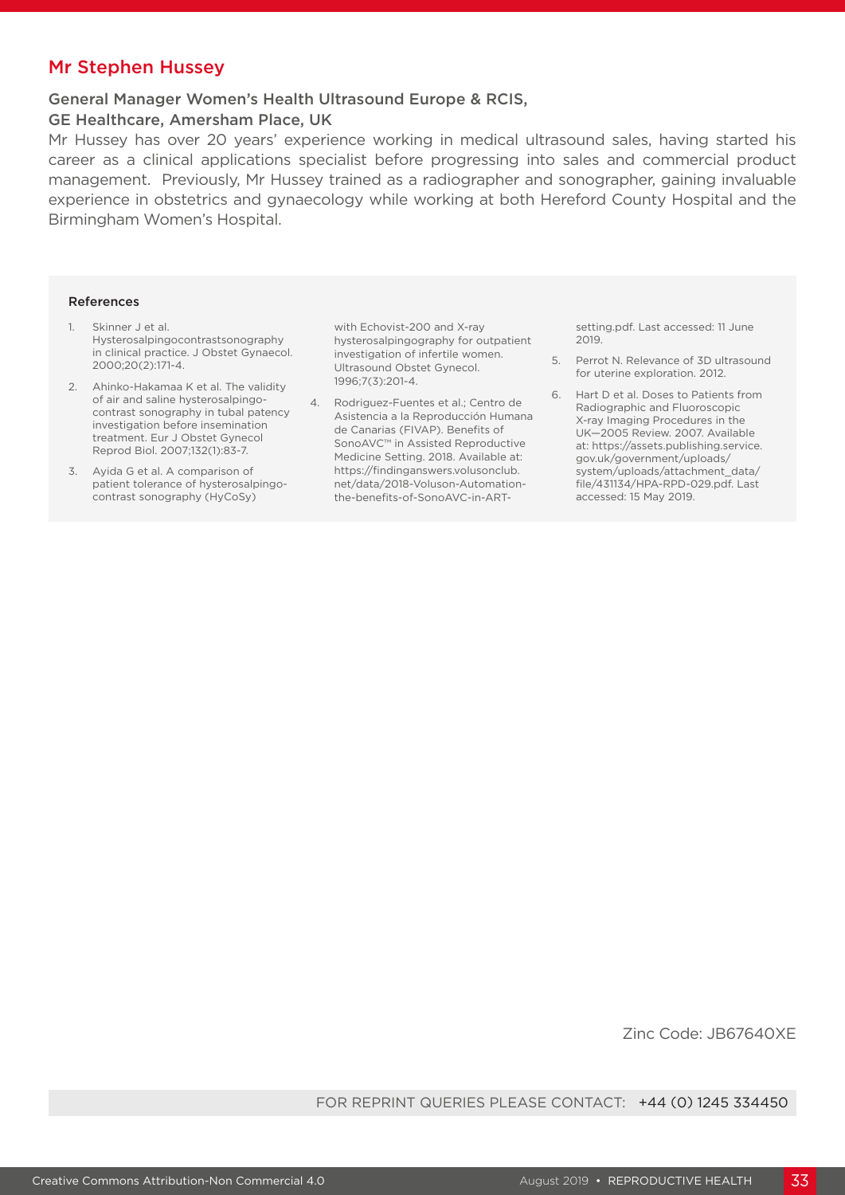## Mr Stephen Hussey

### General Manager Women's Health Ultrasound Europe & RCIS, GE Healthcare, Amersham Place, UK

Mr Hussey has over 20 years' experience working in medical ultrasound sales, having started his career as a clinical applications specialist before progressing into sales and commercial product management. Previously, Mr Hussey trained as a radiographer and sonographer, gaining invaluable experience in obstetrics and gynaecology while working at both Hereford County Hospital and the Birmingham Women's Hospital.

#### References

1. Skinner J et al. Hysterosalpingocontrastsonography in clinical practice. J Obstet Gynaecol. 2000;20(2):171-4.
2. Ahinko-Hakamaa K et al. The validity of air and saline hysterosalpingo-contrast sonography in tubal patency investigation before insemination treatment. Eur J Obstet Gynecol Reprod Biol. 2007;132(1):83-7.
3. Ayida G et al. A comparison of patient tolerance of hysterosalpingo-contrast sonography (HyCoSy) with Echovist-200 and X-ray hysterosalpingography for outpatient investigation of infertile women. Ultrasound Obstet Gynecol. 1996;7(3):201-4.
4. Rodriguez-Fuentes et al.; Centro de Asistencia a la Reproducción Humana de Canarias (FIVAP). Benefits of SonoAVC™ in Assisted Reproductive Medicine Setting. 2018. Available at: https://findinganswers.volusonclub.net/data/2018-Voluson-Automation-the-benefits-of-SonoAVC-in-ART-setting.pdf. Last accessed: 11 June 2019.
5. Perrot N. Relevance of 3D ultrasound for uterine exploration. 2012.
6. Hart D et al. Doses to Patients from Radiographic and Fluoroscopic X-ray Imaging Procedures in the UK—2005 Review. 2007. Available at: https://assets.publishing.service.gov.uk/government/uploads/system/uploads/attachment_data/file/431134/HPA-RPD-029.pdf. Last accessed: 15 May 2019.

Zinc Code: JB67640XE

FOR REPRINT QUERIES PLEASE CONTACT: +44 (0) 1245 334450